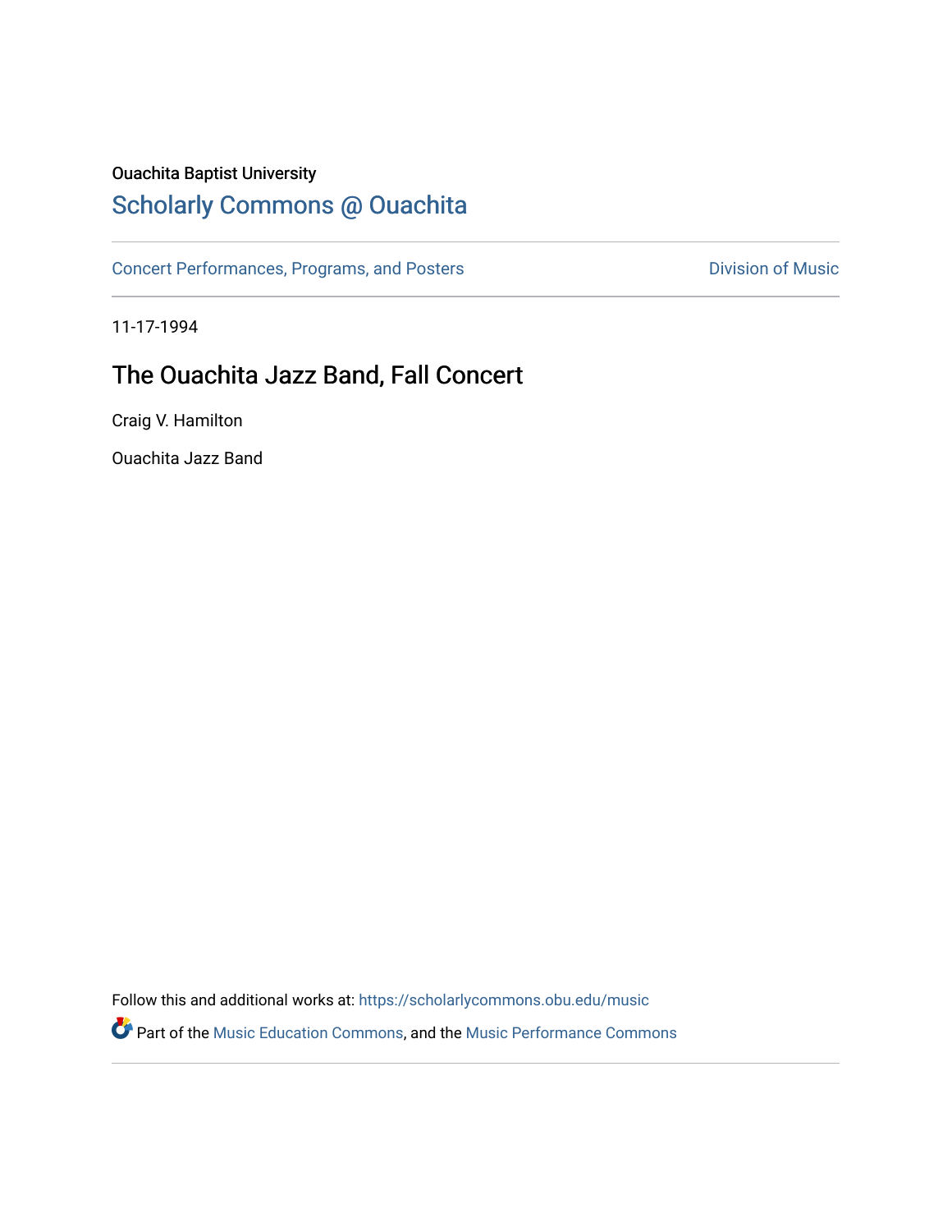Ouachita Baptist University

# Scholarly Commons @ Ouachita

Concert Performances, Programs, and Posters

Division of Music

11-17-1994

## The Ouachita Jazz Band, Fall Concert

Craig V. Hamilton

Ouachita Jazz Band

Follow this and additional works at: https://scholarlycommons.obu.edu/music

Part of the Music Education Commons, and the Music Performance Commons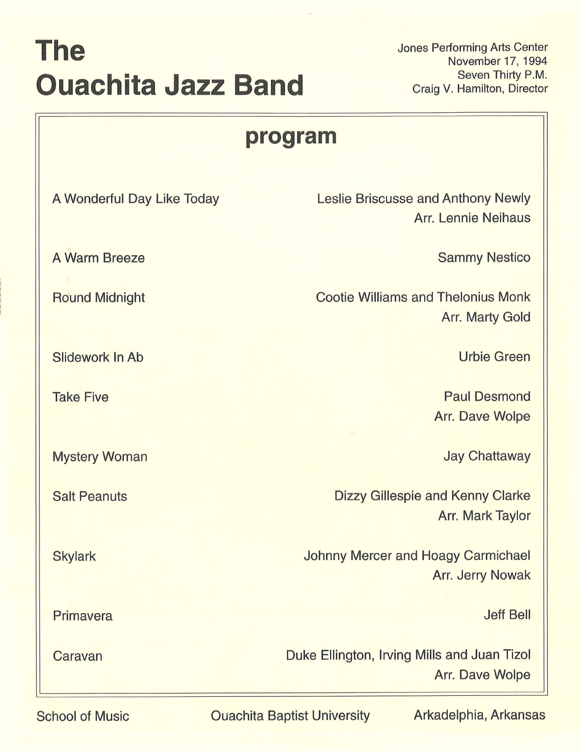# The Ouachita Jazz Band

Jones Performing Arts Center
November 17, 1994
Seven Thirty P.M.
Craig V. Hamilton, Director

## program

| | |
|---|---|
| A Wonderful Day Like Today | Leslie Briscusse and Anthony Newly<br>Arr. Lennie Neihaus |
| A Warm Breeze | Sammy Nestico |
| Round Midnight | Cootie Williams and Thelonius Monk<br>Arr. Marty Gold |
| Slidework In Ab | Urbie Green |
| Take Five | Paul Desmond<br>Arr. Dave Wolpe |
| Mystery Woman | Jay Chattaway |
| Salt Peanuts | Dizzy Gillespie and Kenny Clarke<br>Arr. Mark Taylor |
| Skylark | Johnny Mercer and Hoagy Carmichael<br>Arr. Jerry Nowak |
| Primavera | Jeff Bell |
| Caravan | Duke Ellington, Irving Mills and Juan Tizol<br>Arr. Dave Wolpe |

School of Music — Ouachita Baptist University — Arkadelphia, Arkansas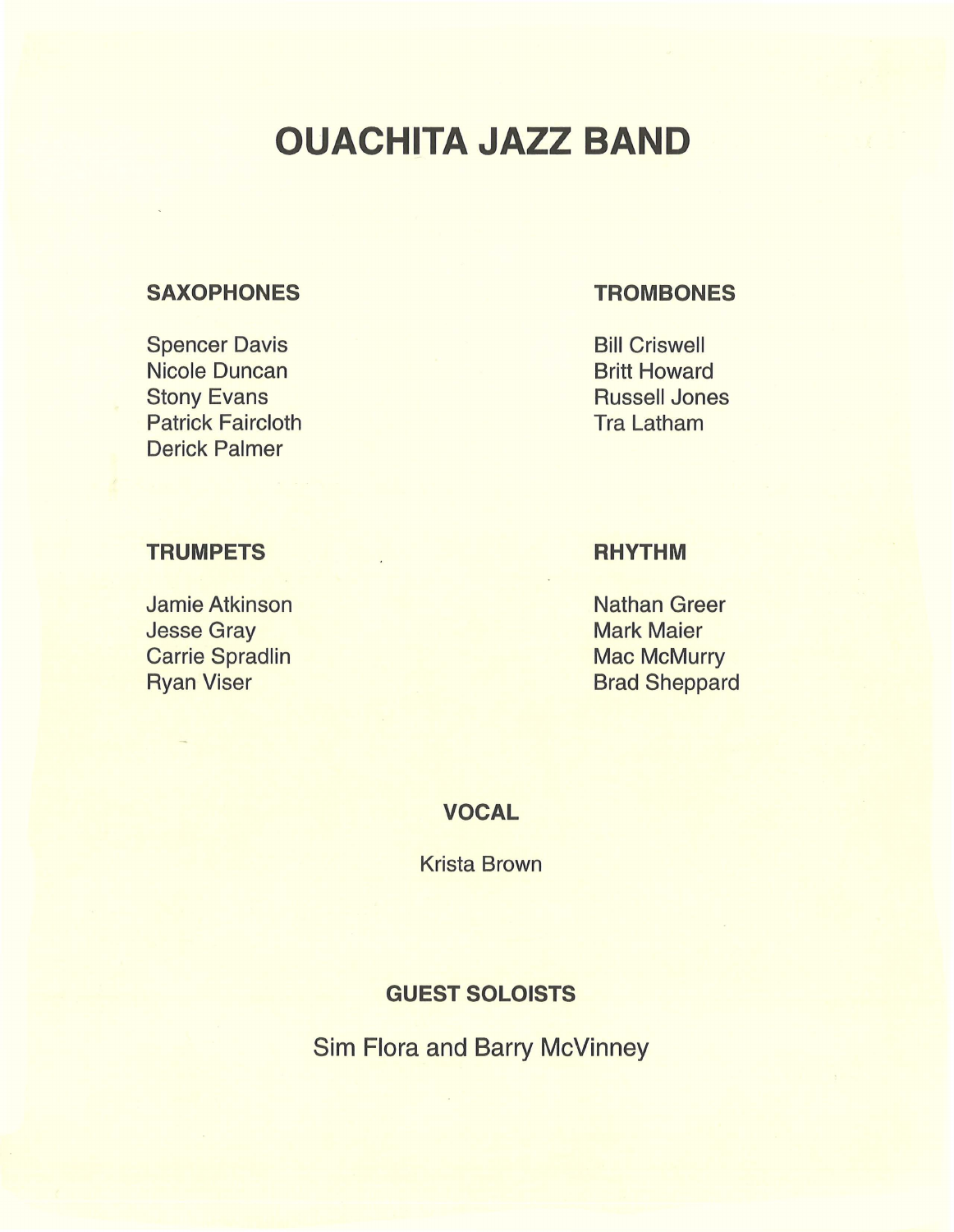# OUACHITA JAZZ BAND

### SAXOPHONES

Spencer Davis
Nicole Duncan
Stony Evans
Patrick Faircloth
Derick Palmer

### TROMBONES

Bill Criswell
Britt Howard
Russell Jones
Tra Latham

### TRUMPETS

Jamie Atkinson
Jesse Gray
Carrie Spradlin
Ryan Viser

### RHYTHM

Nathan Greer
Mark Maier
Mac McMurry
Brad Sheppard

### VOCAL

Krista Brown

### GUEST SOLOISTS

Sim Flora and Barry McVinney